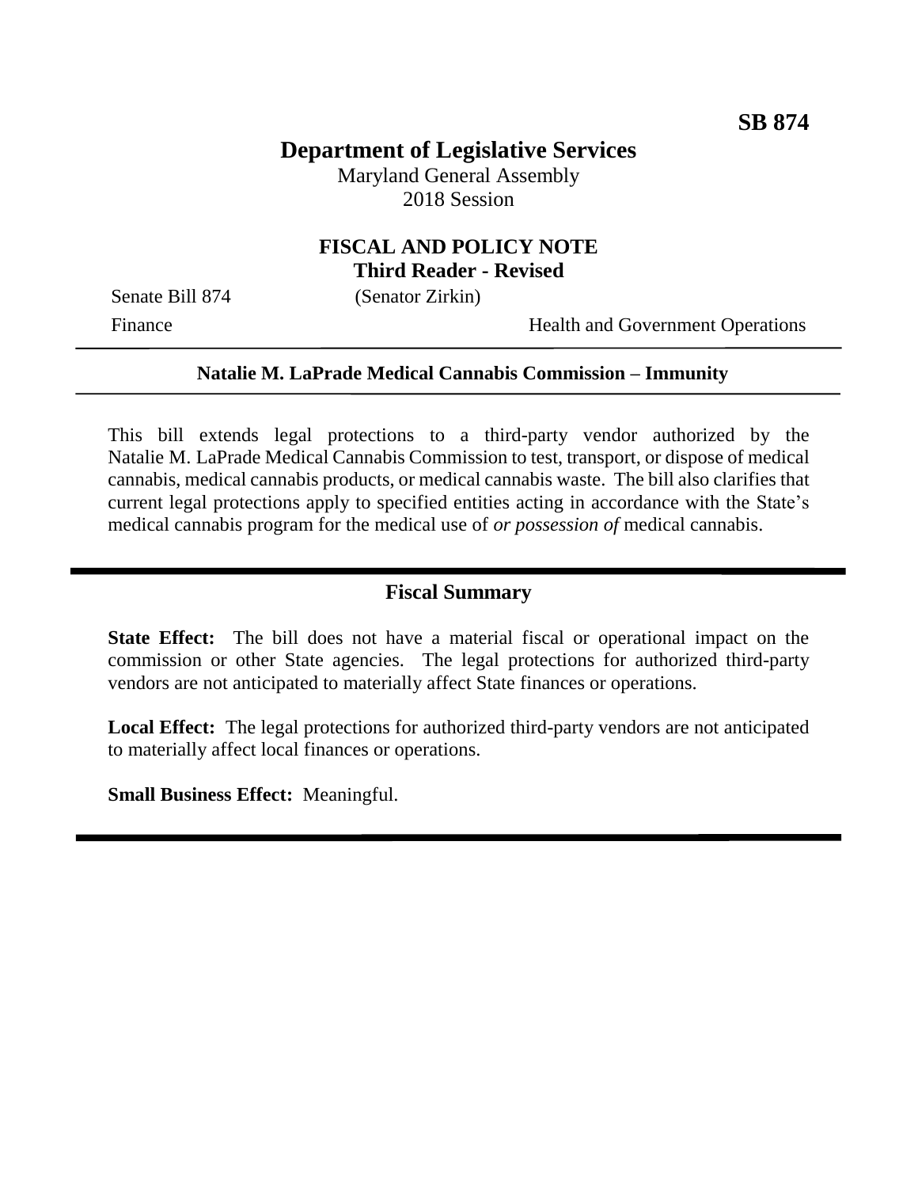**SB 874**

# Department of Legislative Services

Maryland General Assembly
2018 Session

## FISCAL AND POLICY NOTE
**Third Reader - Revised**

Senate Bill 874 (Senator Zirkin)

Finance Health and Government Operations

---

**Natalie M. LaPrade Medical Cannabis Commission – Immunity**

---

This bill extends legal protections to a third-party vendor authorized by the Natalie M. LaPrade Medical Cannabis Commission to test, transport, or dispose of medical cannabis, medical cannabis products, or medical cannabis waste. The bill also clarifies that current legal protections apply to specified entities acting in accordance with the State's medical cannabis program for the medical use of *or possession of* medical cannabis.

---

## Fiscal Summary

**State Effect:** The bill does not have a material fiscal or operational impact on the commission or other State agencies. The legal protections for authorized third-party vendors are not anticipated to materially affect State finances or operations.

**Local Effect:** The legal protections for authorized third-party vendors are not anticipated to materially affect local finances or operations.

**Small Business Effect:** Meaningful.

---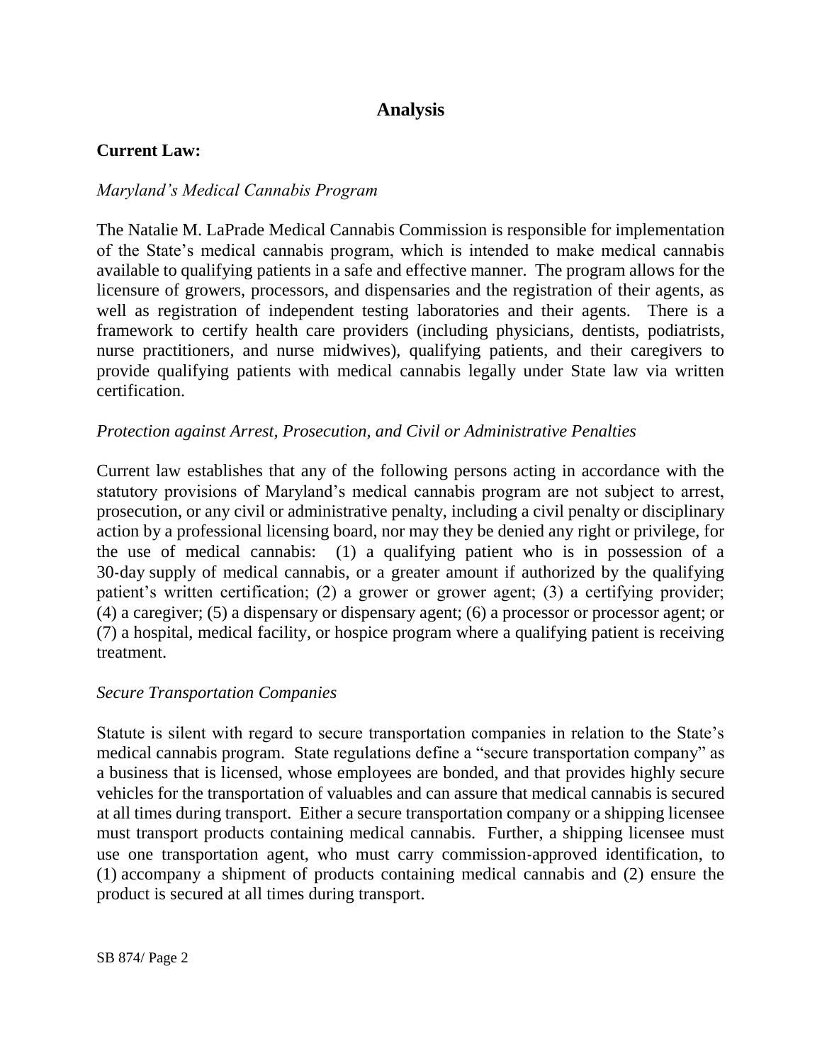# Analysis

**Current Law:**

*Maryland's Medical Cannabis Program*

The Natalie M. LaPrade Medical Cannabis Commission is responsible for implementation of the State's medical cannabis program, which is intended to make medical cannabis available to qualifying patients in a safe and effective manner. The program allows for the licensure of growers, processors, and dispensaries and the registration of their agents, as well as registration of independent testing laboratories and their agents. There is a framework to certify health care providers (including physicians, dentists, podiatrists, nurse practitioners, and nurse midwives), qualifying patients, and their caregivers to provide qualifying patients with medical cannabis legally under State law via written certification.

*Protection against Arrest, Prosecution, and Civil or Administrative Penalties*

Current law establishes that any of the following persons acting in accordance with the statutory provisions of Maryland's medical cannabis program are not subject to arrest, prosecution, or any civil or administrative penalty, including a civil penalty or disciplinary action by a professional licensing board, nor may they be denied any right or privilege, for the use of medical cannabis: (1) a qualifying patient who is in possession of a 30-day supply of medical cannabis, or a greater amount if authorized by the qualifying patient's written certification; (2) a grower or grower agent; (3) a certifying provider; (4) a caregiver; (5) a dispensary or dispensary agent; (6) a processor or processor agent; or (7) a hospital, medical facility, or hospice program where a qualifying patient is receiving treatment.

*Secure Transportation Companies*

Statute is silent with regard to secure transportation companies in relation to the State's medical cannabis program. State regulations define a "secure transportation company" as a business that is licensed, whose employees are bonded, and that provides highly secure vehicles for the transportation of valuables and can assure that medical cannabis is secured at all times during transport. Either a secure transportation company or a shipping licensee must transport products containing medical cannabis. Further, a shipping licensee must use one transportation agent, who must carry commission-approved identification, to (1) accompany a shipment of products containing medical cannabis and (2) ensure the product is secured at all times during transport.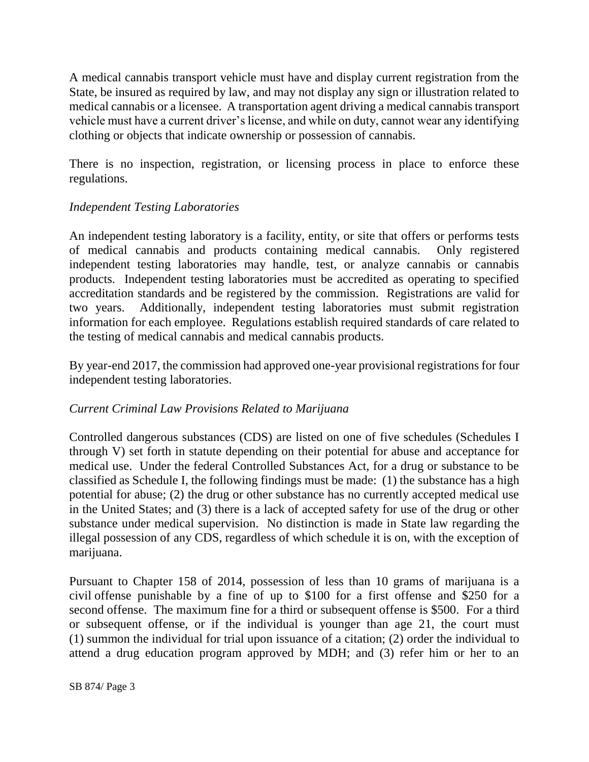A medical cannabis transport vehicle must have and display current registration from the State, be insured as required by law, and may not display any sign or illustration related to medical cannabis or a licensee. A transportation agent driving a medical cannabis transport vehicle must have a current driver's license, and while on duty, cannot wear any identifying clothing or objects that indicate ownership or possession of cannabis.

There is no inspection, registration, or licensing process in place to enforce these regulations.

*Independent Testing Laboratories*

An independent testing laboratory is a facility, entity, or site that offers or performs tests of medical cannabis and products containing medical cannabis. Only registered independent testing laboratories may handle, test, or analyze cannabis or cannabis products. Independent testing laboratories must be accredited as operating to specified accreditation standards and be registered by the commission. Registrations are valid for two years. Additionally, independent testing laboratories must submit registration information for each employee. Regulations establish required standards of care related to the testing of medical cannabis and medical cannabis products.

By year-end 2017, the commission had approved one-year provisional registrations for four independent testing laboratories.

*Current Criminal Law Provisions Related to Marijuana*

Controlled dangerous substances (CDS) are listed on one of five schedules (Schedules I through V) set forth in statute depending on their potential for abuse and acceptance for medical use. Under the federal Controlled Substances Act, for a drug or substance to be classified as Schedule I, the following findings must be made: (1) the substance has a high potential for abuse; (2) the drug or other substance has no currently accepted medical use in the United States; and (3) there is a lack of accepted safety for use of the drug or other substance under medical supervision. No distinction is made in State law regarding the illegal possession of any CDS, regardless of which schedule it is on, with the exception of marijuana.

Pursuant to Chapter 158 of 2014, possession of less than 10 grams of marijuana is a civil offense punishable by a fine of up to $100 for a first offense and $250 for a second offense. The maximum fine for a third or subsequent offense is $500. For a third or subsequent offense, or if the individual is younger than age 21, the court must (1) summon the individual for trial upon issuance of a citation; (2) order the individual to attend a drug education program approved by MDH; and (3) refer him or her to an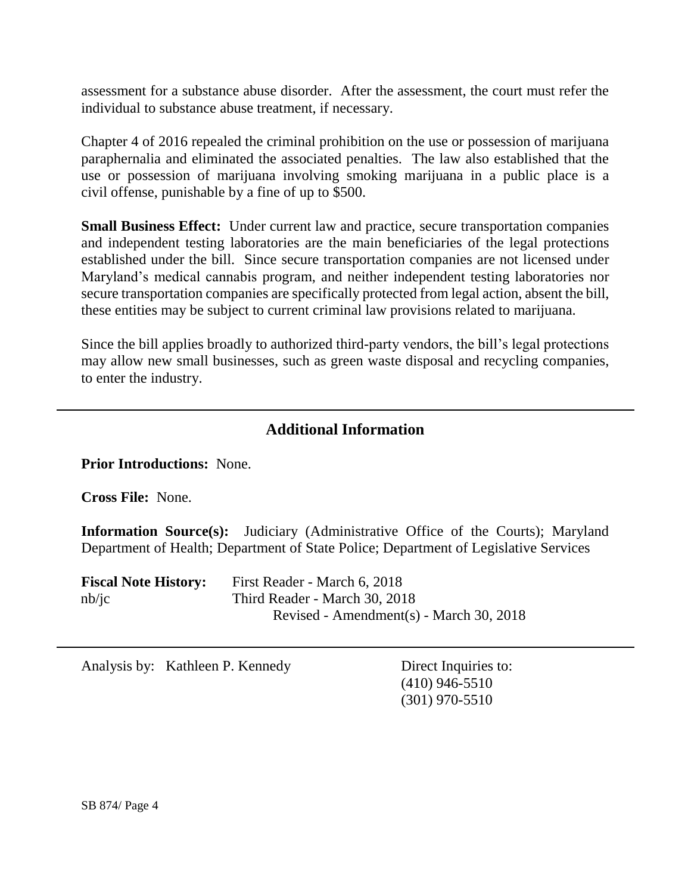assessment for a substance abuse disorder. After the assessment, the court must refer the individual to substance abuse treatment, if necessary.

Chapter 4 of 2016 repealed the criminal prohibition on the use or possession of marijuana paraphernalia and eliminated the associated penalties. The law also established that the use or possession of marijuana involving smoking marijuana in a public place is a civil offense, punishable by a fine of up to $500.

**Small Business Effect:** Under current law and practice, secure transportation companies and independent testing laboratories are the main beneficiaries of the legal protections established under the bill. Since secure transportation companies are not licensed under Maryland's medical cannabis program, and neither independent testing laboratories nor secure transportation companies are specifically protected from legal action, absent the bill, these entities may be subject to current criminal law provisions related to marijuana.

Since the bill applies broadly to authorized third-party vendors, the bill's legal protections may allow new small businesses, such as green waste disposal and recycling companies, to enter the industry.

---

## Additional Information

**Prior Introductions:** None.

**Cross File:** None.

**Information Source(s):** Judiciary (Administrative Office of the Courts); Maryland Department of Health; Department of State Police; Department of Legislative Services

**Fiscal Note History:** First Reader - March 6, 2018
nb/jc Third Reader - March 30, 2018
Revised - Amendment(s) - March 30, 2018

---

Analysis by: Kathleen P. Kennedy

Direct Inquiries to:
(410) 946-5510
(301) 970-5510